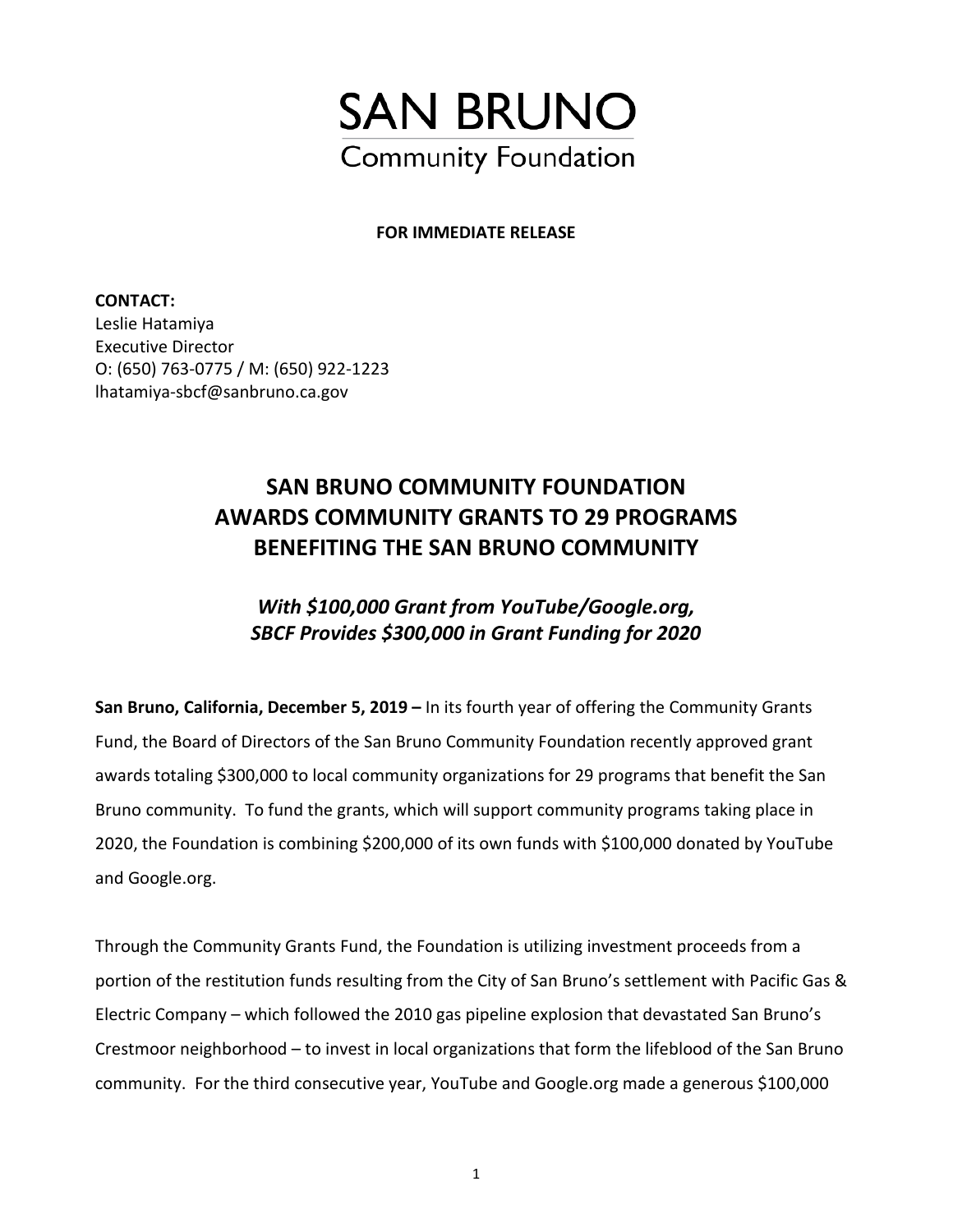# SAN BRUNO
Community Foundation

**FOR IMMEDIATE RELEASE**

**CONTACT:**
Leslie Hatamiya
Executive Director
O: (650) 763-0775 / M: (650) 922-1223
lhatamiya-sbcf@sanbruno.ca.gov

## SAN BRUNO COMMUNITY FOUNDATION AWARDS COMMUNITY GRANTS TO 29 PROGRAMS BENEFITING THE SAN BRUNO COMMUNITY

### *With $100,000 Grant from YouTube/Google.org, SBCF Provides $300,000 in Grant Funding for 2020*

**San Bruno, California, December 5, 2019 –** In its fourth year of offering the Community Grants Fund, the Board of Directors of the San Bruno Community Foundation recently approved grant awards totaling $300,000 to local community organizations for 29 programs that benefit the San Bruno community. To fund the grants, which will support community programs taking place in 2020, the Foundation is combining $200,000 of its own funds with $100,000 donated by YouTube and Google.org.

Through the Community Grants Fund, the Foundation is utilizing investment proceeds from a portion of the restitution funds resulting from the City of San Bruno's settlement with Pacific Gas & Electric Company – which followed the 2010 gas pipeline explosion that devastated San Bruno's Crestmoor neighborhood – to invest in local organizations that form the lifeblood of the San Bruno community. For the third consecutive year, YouTube and Google.org made a generous $100,000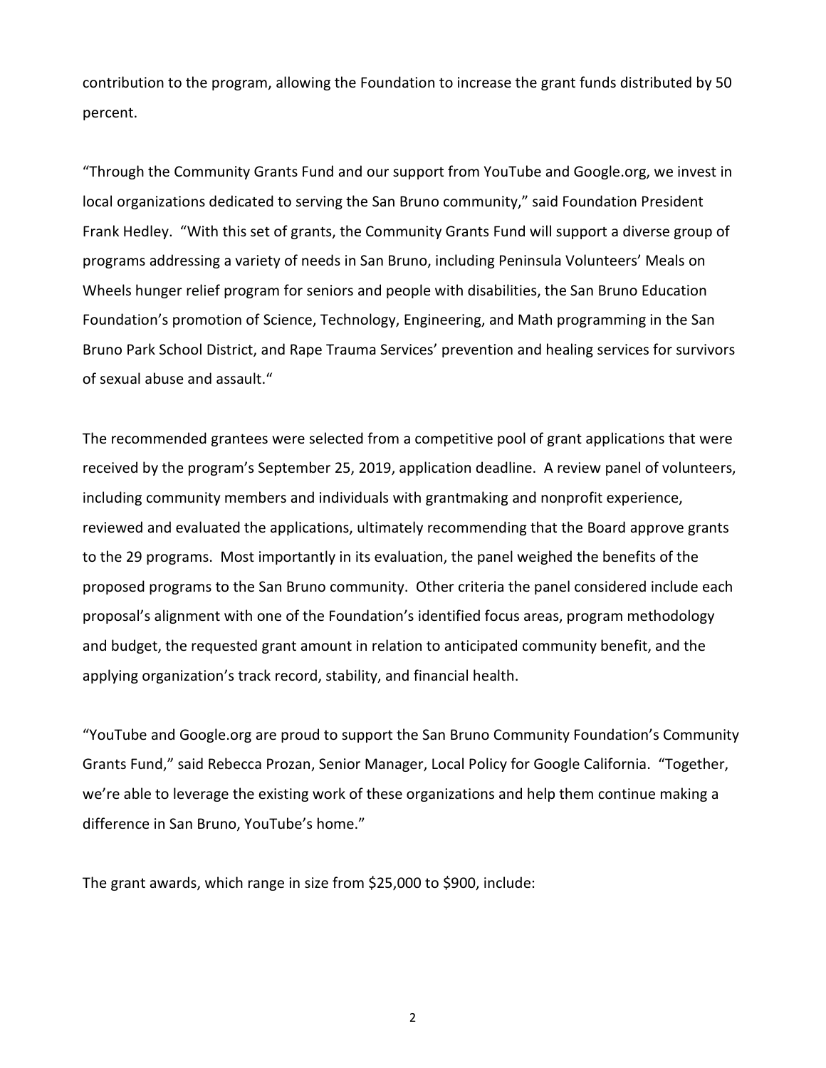contribution to the program, allowing the Foundation to increase the grant funds distributed by 50 percent.

"Through the Community Grants Fund and our support from YouTube and Google.org, we invest in local organizations dedicated to serving the San Bruno community," said Foundation President Frank Hedley. "With this set of grants, the Community Grants Fund will support a diverse group of programs addressing a variety of needs in San Bruno, including Peninsula Volunteers' Meals on Wheels hunger relief program for seniors and people with disabilities, the San Bruno Education Foundation's promotion of Science, Technology, Engineering, and Math programming in the San Bruno Park School District, and Rape Trauma Services' prevention and healing services for survivors of sexual abuse and assault."

The recommended grantees were selected from a competitive pool of grant applications that were received by the program's September 25, 2019, application deadline. A review panel of volunteers, including community members and individuals with grantmaking and nonprofit experience, reviewed and evaluated the applications, ultimately recommending that the Board approve grants to the 29 programs. Most importantly in its evaluation, the panel weighed the benefits of the proposed programs to the San Bruno community. Other criteria the panel considered include each proposal's alignment with one of the Foundation's identified focus areas, program methodology and budget, the requested grant amount in relation to anticipated community benefit, and the applying organization's track record, stability, and financial health.

"YouTube and Google.org are proud to support the San Bruno Community Foundation's Community Grants Fund," said Rebecca Prozan, Senior Manager, Local Policy for Google California. "Together, we're able to leverage the existing work of these organizations and help them continue making a difference in San Bruno, YouTube's home."

The grant awards, which range in size from $25,000 to $900, include: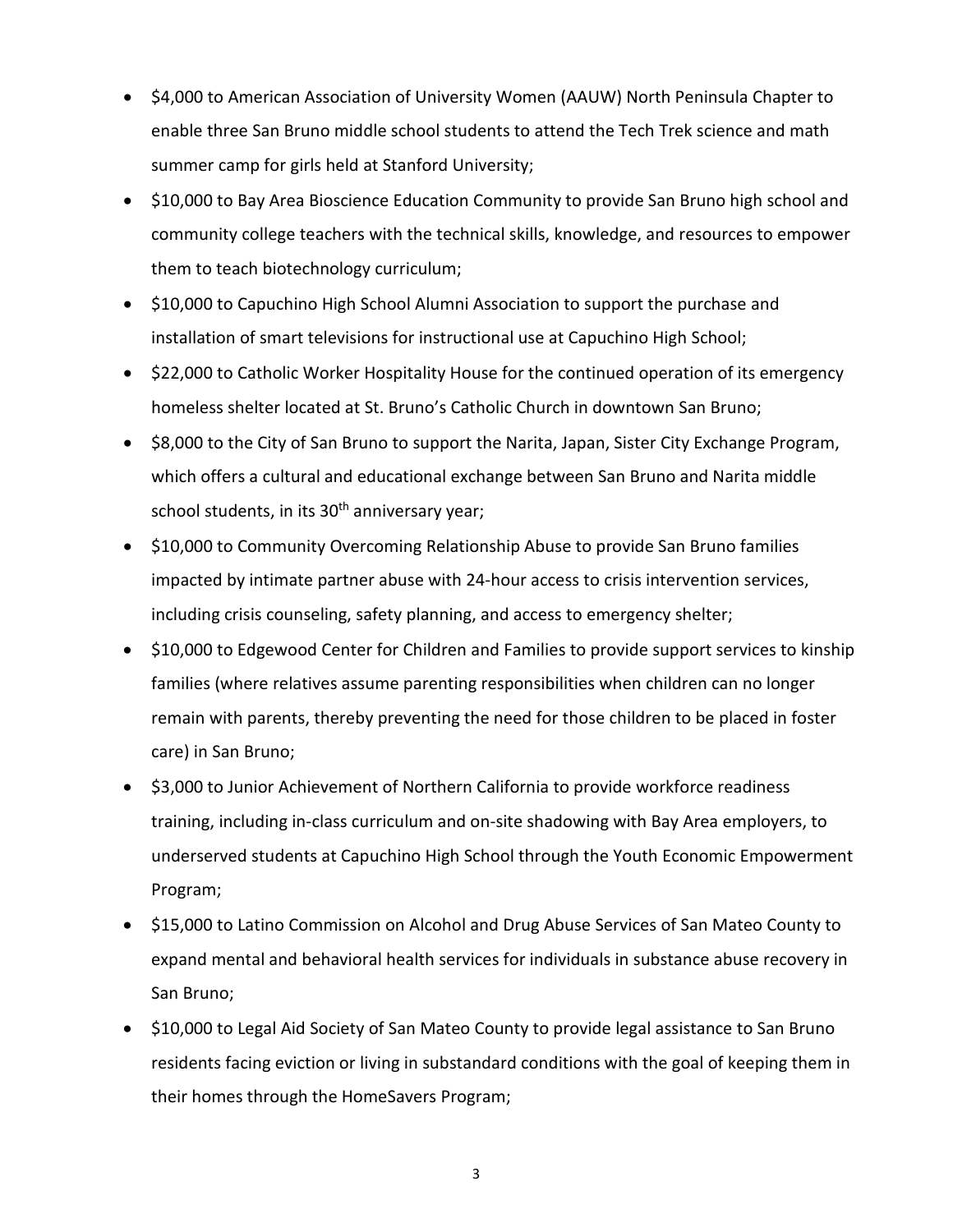- $4,000 to American Association of University Women (AAUW) North Peninsula Chapter to enable three San Bruno middle school students to attend the Tech Trek science and math summer camp for girls held at Stanford University;
- $10,000 to Bay Area Bioscience Education Community to provide San Bruno high school and community college teachers with the technical skills, knowledge, and resources to empower them to teach biotechnology curriculum;
- $10,000 to Capuchino High School Alumni Association to support the purchase and installation of smart televisions for instructional use at Capuchino High School;
- $22,000 to Catholic Worker Hospitality House for the continued operation of its emergency homeless shelter located at St. Bruno's Catholic Church in downtown San Bruno;
- $8,000 to the City of San Bruno to support the Narita, Japan, Sister City Exchange Program, which offers a cultural and educational exchange between San Bruno and Narita middle school students, in its 30th anniversary year;
- $10,000 to Community Overcoming Relationship Abuse to provide San Bruno families impacted by intimate partner abuse with 24-hour access to crisis intervention services, including crisis counseling, safety planning, and access to emergency shelter;
- $10,000 to Edgewood Center for Children and Families to provide support services to kinship families (where relatives assume parenting responsibilities when children can no longer remain with parents, thereby preventing the need for those children to be placed in foster care) in San Bruno;
- $3,000 to Junior Achievement of Northern California to provide workforce readiness training, including in-class curriculum and on-site shadowing with Bay Area employers, to underserved students at Capuchino High School through the Youth Economic Empowerment Program;
- $15,000 to Latino Commission on Alcohol and Drug Abuse Services of San Mateo County to expand mental and behavioral health services for individuals in substance abuse recovery in San Bruno;
- $10,000 to Legal Aid Society of San Mateo County to provide legal assistance to San Bruno residents facing eviction or living in substandard conditions with the goal of keeping them in their homes through the HomeSavers Program;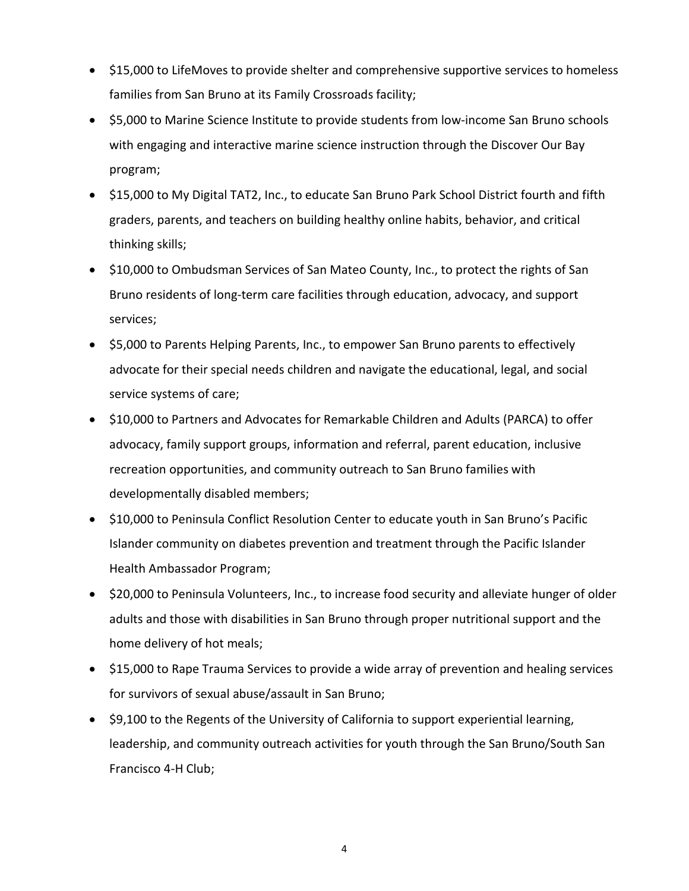- $15,000 to LifeMoves to provide shelter and comprehensive supportive services to homeless families from San Bruno at its Family Crossroads facility;
- $5,000 to Marine Science Institute to provide students from low-income San Bruno schools with engaging and interactive marine science instruction through the Discover Our Bay program;
- $15,000 to My Digital TAT2, Inc., to educate San Bruno Park School District fourth and fifth graders, parents, and teachers on building healthy online habits, behavior, and critical thinking skills;
- $10,000 to Ombudsman Services of San Mateo County, Inc., to protect the rights of San Bruno residents of long-term care facilities through education, advocacy, and support services;
- $5,000 to Parents Helping Parents, Inc., to empower San Bruno parents to effectively advocate for their special needs children and navigate the educational, legal, and social service systems of care;
- $10,000 to Partners and Advocates for Remarkable Children and Adults (PARCA) to offer advocacy, family support groups, information and referral, parent education, inclusive recreation opportunities, and community outreach to San Bruno families with developmentally disabled members;
- $10,000 to Peninsula Conflict Resolution Center to educate youth in San Bruno's Pacific Islander community on diabetes prevention and treatment through the Pacific Islander Health Ambassador Program;
- $20,000 to Peninsula Volunteers, Inc., to increase food security and alleviate hunger of older adults and those with disabilities in San Bruno through proper nutritional support and the home delivery of hot meals;
- $15,000 to Rape Trauma Services to provide a wide array of prevention and healing services for survivors of sexual abuse/assault in San Bruno;
- $9,100 to the Regents of the University of California to support experiential learning, leadership, and community outreach activities for youth through the San Bruno/South San Francisco 4-H Club;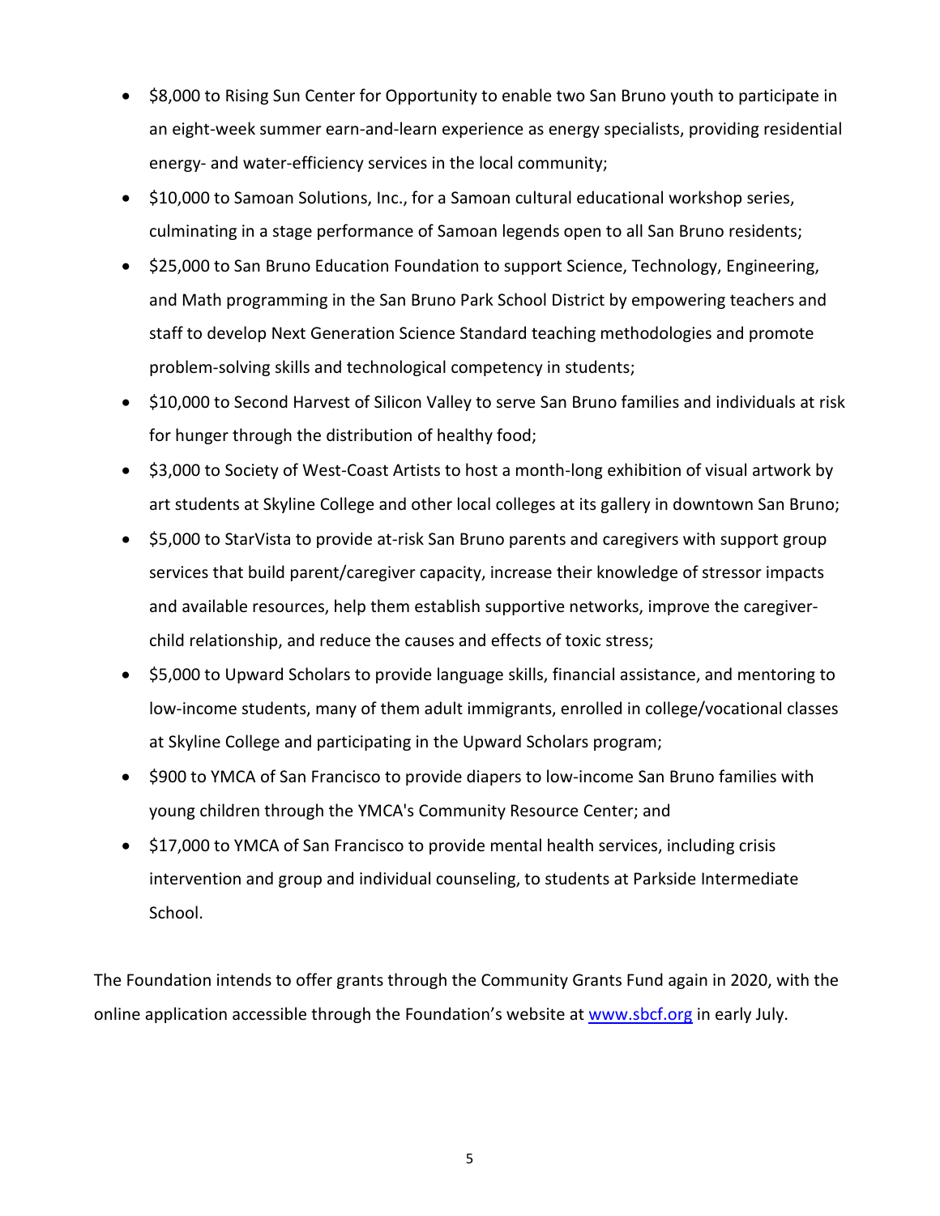- $8,000 to Rising Sun Center for Opportunity to enable two San Bruno youth to participate in an eight-week summer earn-and-learn experience as energy specialists, providing residential energy- and water-efficiency services in the local community;
- $10,000 to Samoan Solutions, Inc., for a Samoan cultural educational workshop series, culminating in a stage performance of Samoan legends open to all San Bruno residents;
- $25,000 to San Bruno Education Foundation to support Science, Technology, Engineering, and Math programming in the San Bruno Park School District by empowering teachers and staff to develop Next Generation Science Standard teaching methodologies and promote problem-solving skills and technological competency in students;
- $10,000 to Second Harvest of Silicon Valley to serve San Bruno families and individuals at risk for hunger through the distribution of healthy food;
- $3,000 to Society of West-Coast Artists to host a month-long exhibition of visual artwork by art students at Skyline College and other local colleges at its gallery in downtown San Bruno;
- $5,000 to StarVista to provide at-risk San Bruno parents and caregivers with support group services that build parent/caregiver capacity, increase their knowledge of stressor impacts and available resources, help them establish supportive networks, improve the caregiver-child relationship, and reduce the causes and effects of toxic stress;
- $5,000 to Upward Scholars to provide language skills, financial assistance, and mentoring to low-income students, many of them adult immigrants, enrolled in college/vocational classes at Skyline College and participating in the Upward Scholars program;
- $900 to YMCA of San Francisco to provide diapers to low-income San Bruno families with young children through the YMCA's Community Resource Center; and
- $17,000 to YMCA of San Francisco to provide mental health services, including crisis intervention and group and individual counseling, to students at Parkside Intermediate School.

The Foundation intends to offer grants through the Community Grants Fund again in 2020, with the online application accessible through the Foundation's website at [www.sbcf.org](http://www.sbcf.org) in early July.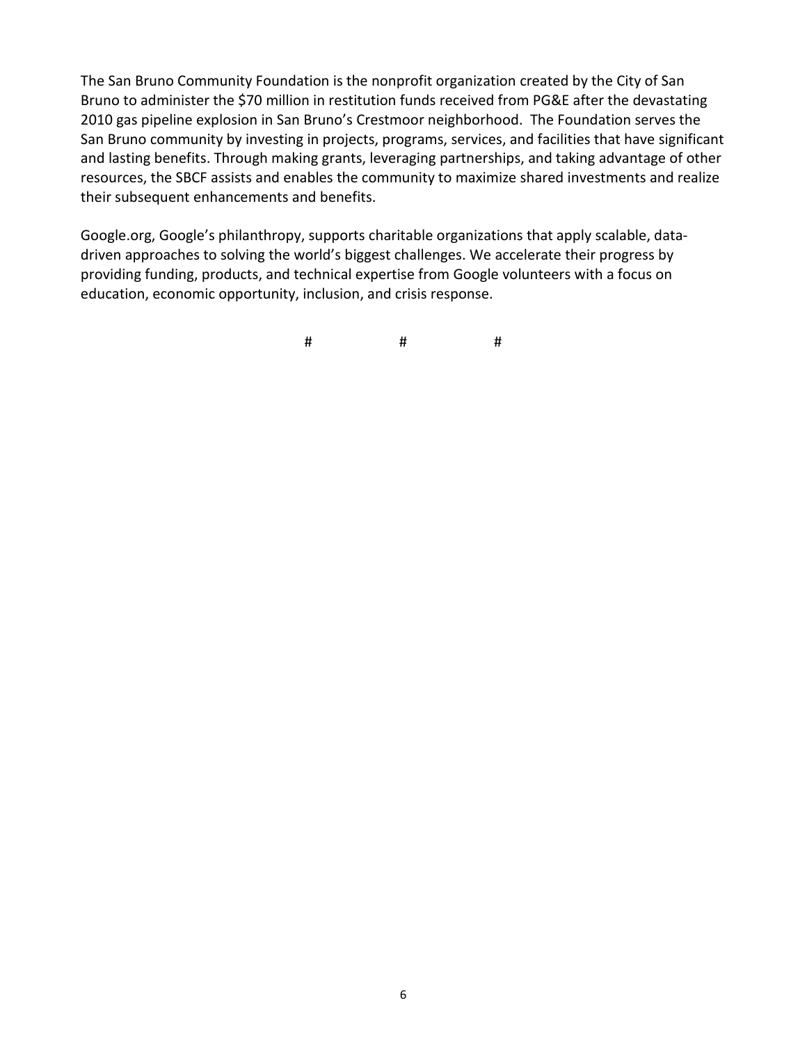The San Bruno Community Foundation is the nonprofit organization created by the City of San Bruno to administer the $70 million in restitution funds received from PG&E after the devastating 2010 gas pipeline explosion in San Bruno's Crestmoor neighborhood. The Foundation serves the San Bruno community by investing in projects, programs, services, and facilities that have significant and lasting benefits. Through making grants, leveraging partnerships, and taking advantage of other resources, the SBCF assists and enables the community to maximize shared investments and realize their subsequent enhancements and benefits.

Google.org, Google's philanthropy, supports charitable organizations that apply scalable, data-driven approaches to solving the world's biggest challenges. We accelerate their progress by providing funding, products, and technical expertise from Google volunteers with a focus on education, economic opportunity, inclusion, and crisis response.

# # #